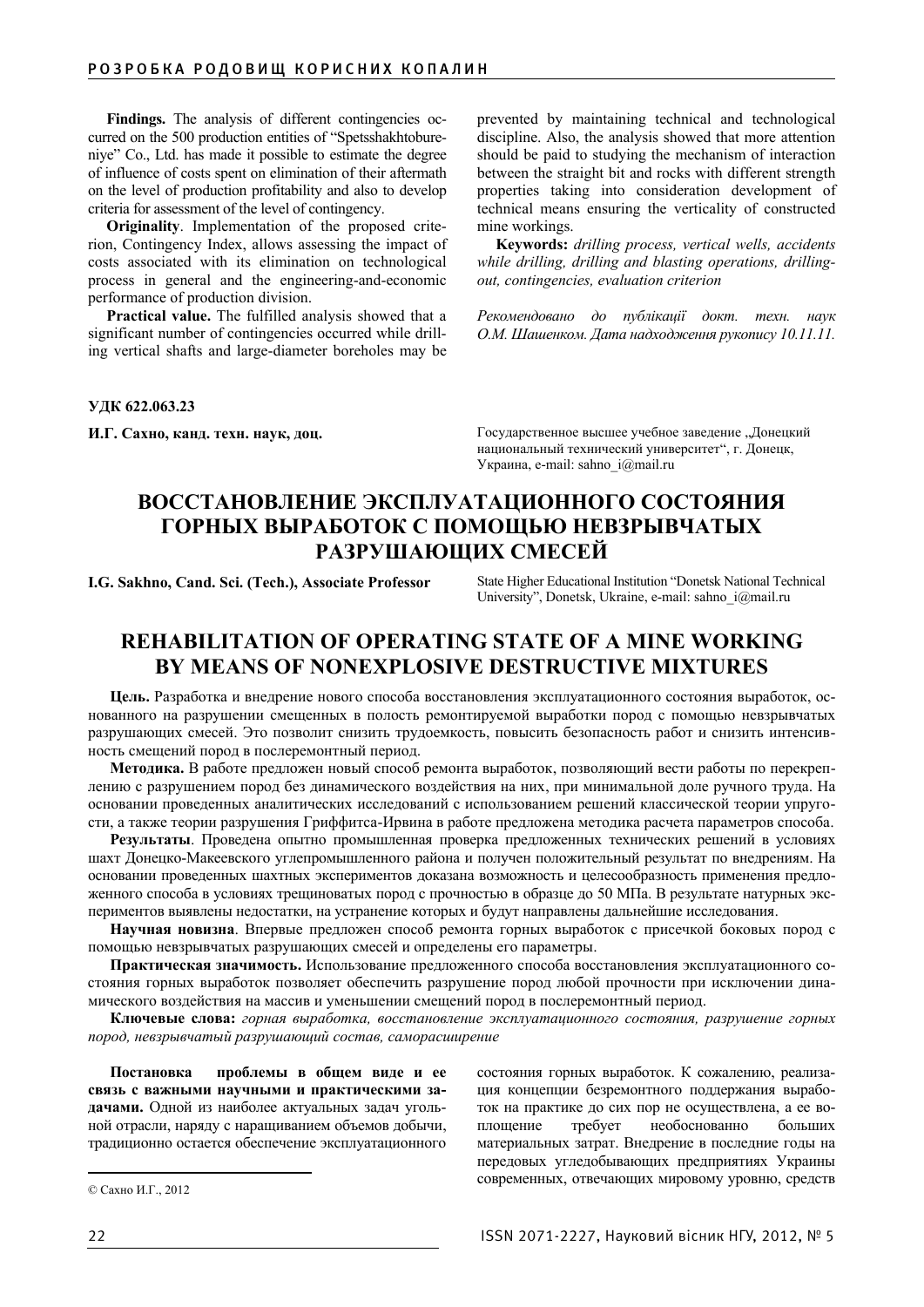**Findings.** The analysis of different contingencies occurred on the 500 production entities of "Spetsshakhtobureniye" Co., Ltd. has made it possible to estimate the degree of influence of costs spent on elimination of their aftermath on the level of production profitability and also to develop criteria for assessment of the level of contingency.

**Originality**. Implementation of the proposed criterion, Contingency Index, allows assessing the impact of costs associated with its elimination on technological process in general and the engineering-and-economic performance of production division.

**Practical value.** The fulfilled analysis showed that a significant number of contingencies occurred while drilling vertical shafts and large-diameter boreholes may be prevented by maintaining technical and technological discipline. Also, the analysis showed that more attention should be paid to studying the mechanism of interaction between the straight bit and rocks with different strength properties taking into consideration development of technical means ensuring the verticality of constructed mine workings.

**Keywords:** *drilling process, vertical wells, accidents while drilling, drilling and blasting operations, drilling-out, contingencies, evaluation criterion*

*Рекомендовано до публікації докт. техн. наук О.М. Шашенком. Дата надходження рукопису 10.11.11.*

**УДК 622.063.23**

**И.Г. Сахно, канд. техн. наук, доц.**

Государственное высшее учебное заведение „Донецкий национальный технический университет", г. Донецк, Украина, e-mail: sahno_i@mail.ru

# ВОССТАНОВЛЕНИЕ ЭКСПЛУАТАЦИОННОГО СОСТОЯНИЯ ГОРНЫХ ВЫРАБОТОК С ПОМОЩЬЮ НЕВЗРЫВЧАТЫХ РАЗРУШАЮЩИХ СМЕСЕЙ

**I.G. Sakhno, Cand. Sci. (Tech.), Associate Professor**

State Higher Educational Institution "Donetsk National Technical University", Donetsk, Ukraine, e-mail: sahno_i@mail.ru

# REHABILITATION OF OPERATING STATE OF A MINE WORKING BY MEANS OF NONEXPLOSIVE DESTRUCTIVE MIXTURES

**Цель.** Разработка и внедрение нового способа восстановления эксплуатационного состояния выработок, основанного на разрушении в полость ремонтируемой выработки пород с помощью невзрывчатых разрушающих смесей. Это позволит снизить трудоемкость, повысить безопасность работ и снизить интенсивность смещений пород в послеремонтный период.

**Методика.** В работе предложен новый способ ремонта выработок, позволяющий вести работы по перекреплению с разрушением пород без динамического воздействия на них, при минимальной доле ручного труда. На основании проведенных аналитических исследований с использованием решений классической теории упругости, а также теории разрушения Гриффитса-Ирвина в работе предложена методика расчета параметров способа.

**Результаты**. Проведена опытно промышленная проверка предложенных технических решений в условиях шахт Донецко-Макеевского углепромышленного района и получен положительный результат по внедрениям. На основании проведенных шахтных экспериментов доказана возможность и целесообразность применения предложенного способа в условиях трещиноватых пород с прочностью в образце до 50 МПа. В результате натурных экспериментов выявлены недостатки, на устранение которых и будут направлены дальнейшие исследования.

**Научная новизна**. Впервые предложен способ ремонта горных выработок с присечкой боковых пород с помощью невзрывчатых разрушающих смесей и определены его параметры.

**Практическая значимость.** Использование предложенного способа восстановления эксплуатационного состояния горных выработок позволяет обеспечить разрушение пород любой прочности при исключении динамического воздействия на массив и уменьшении смещений пород в послеремонтный период.

**Ключевые слова:** *горная выработка, восстановление эксплуатационного состояния, разрушение горных пород, невзрывчатый разрушающий состав, саморасширение*

**Постановка проблемы в общем виде и ее связь с важными научными и практическими задачами.** Одной из наиболее актуальных задач угольной отрасли, наряду с наращиванием объемов добычи, традиционно остается обеспечение эксплуатационного состояния горных выработок. К сожалению, реализация концепции безремонтного поддержания выработок на практике до сих пор не осуществлена, а ее воплощение требует необоснованно больших материальных затрат. Внедрение в последние годы на передовых угледобывающих предприятиях Украины современных, отвечающих мировому уровню, средств

© Сахно И.Г., 2012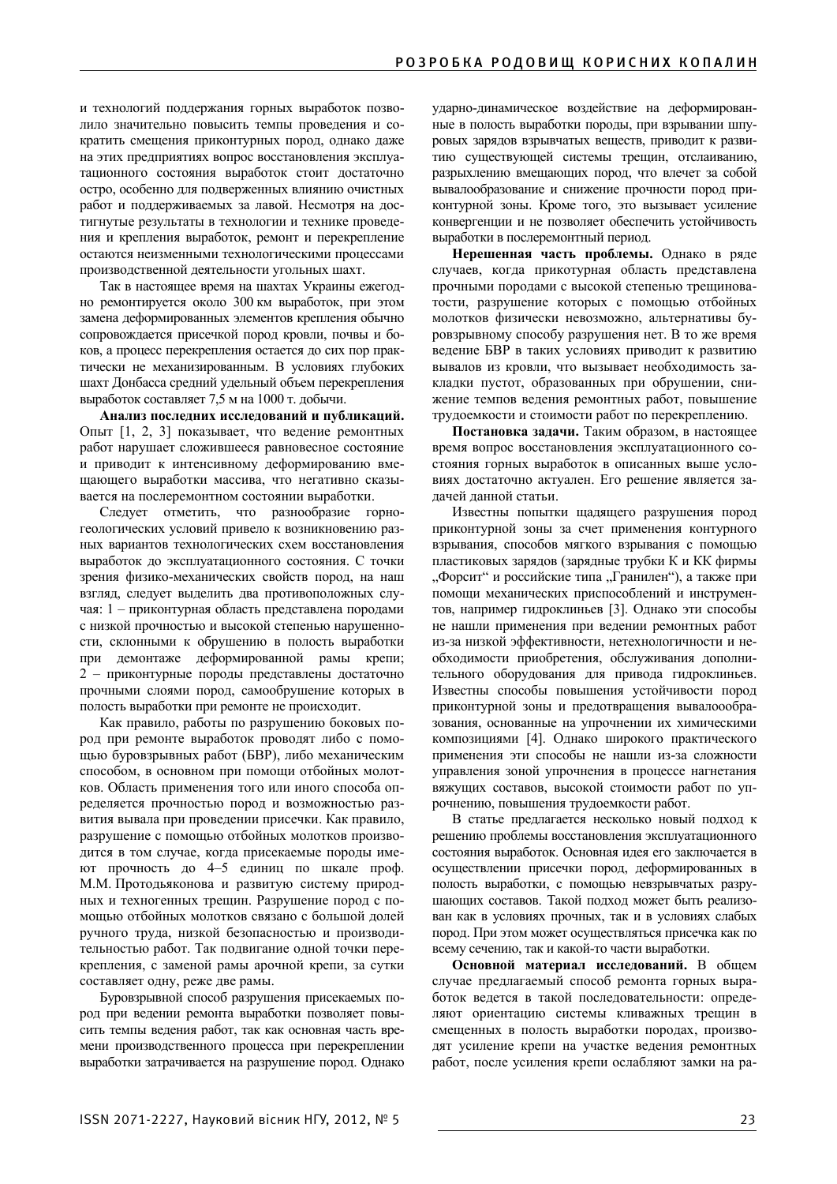и технологий поддержания горных выработок позволило значительно повысить темпы проведения и сократить смещения приконтурных пород, однако даже на этих предприятиях вопрос восстановления эксплуатационного состояния выработок стоит достаточно остро, особенно для подверженных влиянию очистных работ и поддерживаемых за лавой. Несмотря на достигнутые результаты в технологии и технике проведения и крепления выработок, ремонт и перекрепление остаются неизменными технологическими процессами производственной деятельности угольных шахт.

Так в настоящее время на шахтах Украины ежегодно ремонтируется около 300 км выработок, при этом замена деформированных элементов крепления обычно сопровождается присечкой пород кровли, почвы и боков, а процесс перекрепления остается до сих пор практически не механизированным. В условиях глубоких шахт Донбасса средний удельный объем перекрепления выработок составляет 7,5 м на 1000 т. добычи.

**Анализ последних исследований и публикаций.** Опыт [1, 2, 3] показывает, что ведение ремонтных работ нарушает сложившееся равновесное состояние и приводит к интенсивному деформированию вмещающего выработки массива, что негативно сказывается на послеремонтном состоянии выработки.

Следует отметить, что разнообразие горно-геологических условий привело к возникновению разных вариантов технологических схем восстановления выработок до эксплуатационного состояния. С точки зрения физико-механических свойств пород, на наш взгляд, следует выделить два противоположных случая: 1 – приконтурная область представлена породами с низкой прочностью и высокой степенью нарушенности, склонными к обрушению в полость выработки при демонтаже деформированной рамы крепи; 2 – приконтурные породы представлены достаточно прочными слоями пород, самообрушение которых в полость выработки при ремонте не происходит.

Как правило, работы по разрушению боковых пород при ремонте выработок проводят либо с помощью буровзрывных работ (БВР), либо механическим способом, в основном при помощи отбойных молотков. Область применения того или иного способа определяется прочностью пород и возможностью развития вывала при проведении присечки. Как правило, разрушение с помощью отбойных молотков производится в том случае, когда присекаемые породы имеют прочность до 4–5 единиц по шкале проф. М.М. Протодьяконова и развитую систему природных и техногенных трещин. Разрушение пород с помощью отбойных молотков связано с большой долей ручного труда, низкой безопасностью и производительностью работ. Так подвигание одной точки перекрепления, с заменой рамы арочной крепи, за сутки составляет одну, реже две рамы.

Буровзрывной способ разрушения присекаемых пород при ведении ремонта выработки позволяет повысить темпы ведения работ, так как основная часть времени производственного процесса при перекреплении выработки затрачивается на разрушение пород. Однако ударно-динамическое воздействие на деформированные в полость выработки породы, при взрывании шпуровых зарядов взрывчатых веществ, приводит к развитию существующей системы трещин, отслаиванию, разрыхлению вмещающих пород, что влечет за собой вывалообразование и снижение прочности пород приконтурной зоны. Кроме того, это вызывает усиление конвергенции и не позволяет обеспечить устойчивость выработки в послеремонтный период.

**Нерешенная часть проблемы.** Однако в ряде случаев, когда прикотурная область представлена прочными породами с высокой степенью трещиноватости, разрушение которых с помощью отбойных молотков физически невозможно, альтернативы буровзрывному способу разрушения нет. В то же время ведение БВР в таких условиях приводит к развитию вывалов из кровли, что вызывает необходимость закладки пустот, образованных при обрушении, снижение темпов ведения ремонтных работ, повышение трудоемкости и стоимости работ по перекреплению.

**Постановка задачи.** Таким образом, в настоящее время вопрос восстановления эксплуатационного состояния горных выработок в описанных выше условиях достаточно актуален. Его решение является задачей данной статьи.

Известны попытки щадящего разрушения пород приконтурной зоны за счет применения контурного взрывания, способов мягкого взрывания с помощью пластиковых зарядов (зарядные трубки К и КК фирмы „Форсит" и российские типа „Гранилен"), а также при помощи механических приспособлений и инструментов, например гидроклиньев [3]. Однако эти способы не нашли применения при ведении ремонтных работ из-за низкой эффективности, нетехнологичности и необходимости приобретения, обслуживания дополнительного оборудования для привода гидроклиньев. Известны способы повышения устойчивости пород приконтурной зоны и предотвращения вывалоообразования, основанные на упрочнении их химическими композициями [4]. Однако широкого практического применения эти способы не нашли из-за сложности управления зоной упрочнения в процессе нагнетания вяжущих составов, высокой стоимости работ по упрочнению, повышения трудоемкости работ.

В статье предлагается несколько новый подход к решению проблемы восстановления эксплуатационного состояния выработок. Основная идея его заключается в осуществлении присечки пород, деформированных в полость выработки, с помощью невзрывчатых разрушающих составов. Такой подход может быть реализован как в условиях прочных, так и в условиях слабых пород. При этом может осуществляться присечка как по всему сечению, так и какой-то части выработки.

**Основной материал исследований.** В общем случае предлагаемый способ ремонта горных выработок ведется в такой последовательности: определяют ориентацию системы кливажных трещин в смещенных в полость выработки породах, производят усиление крепи на участке ведения ремонтных работ, после усиления крепи ослабляют замки на ра-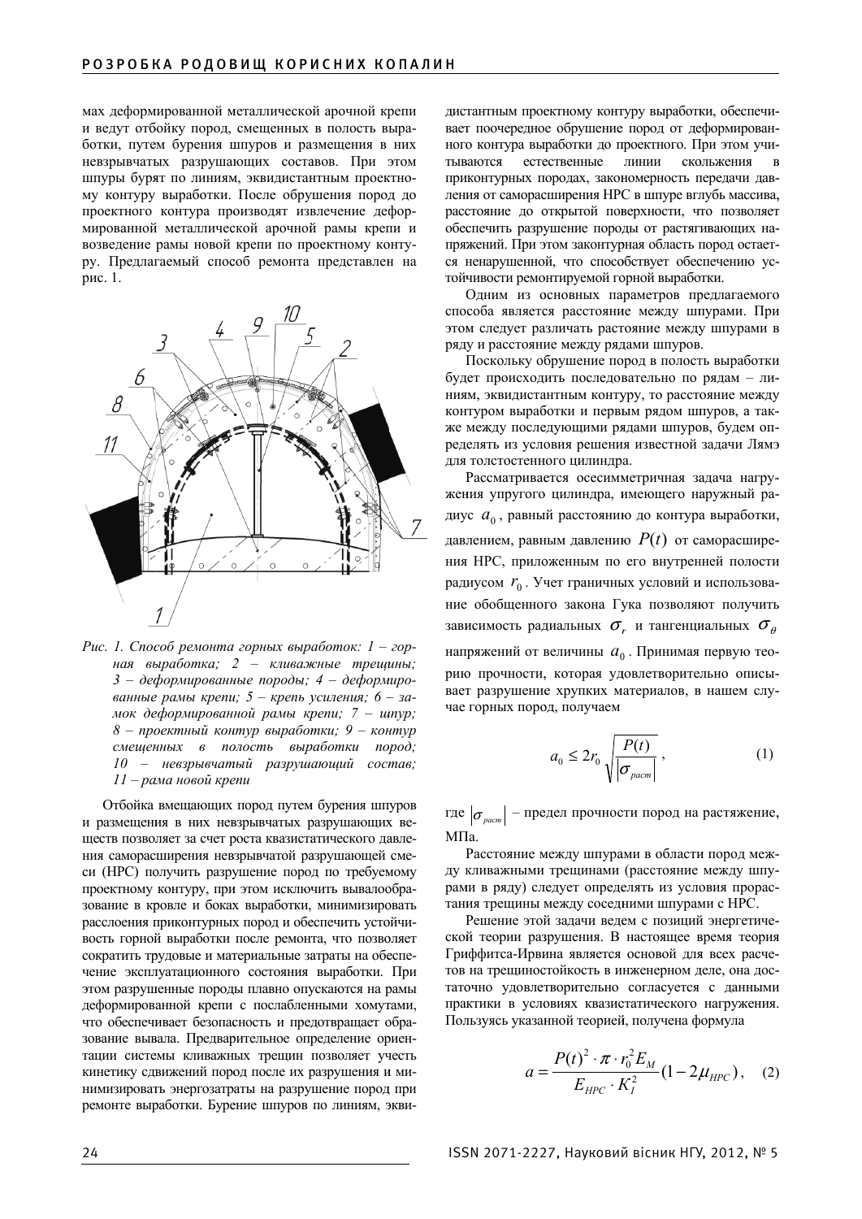мах деформированной металлической арочной крепи и ведут отбойку пород, смещенных в полость выработки, путем бурения шпуров и размещения в них невзрывчатых разрушающих составов. При этом шпуры бурят по линиям, эквидистантным проектному контуру выработки. После обрушения пород до проектного контура производят извлечение деформированной металлической арочной рамы крепи и возведение рамы новой крепи по проектному контуру. Предлагаемый способ ремонта представлен на рис. 1.

*Рис. 1. Способ ремонта горных выработок: 1 – горная выработка; 2 – кливажные трещины; 3 – деформированные породы; 4 – деформированные рамы крепи; 5 – крепь усиления; 6 – замок деформированной рамы крепи; 7 – шпур; 8 – проектный контур выработки; 9 – контур смещенных в полость выработки пород; 10 – невзрывчатый разрушающий состав; 11 – рама новой крепи*

Отбойка вмещающих пород путем бурения шпуров и размещения в них невзрывчатых разрушающих веществ позволяет за счет роста квазистатического давления саморасширения невзрывчатой разрушающей смеси (НРС) получить разрушение пород по требуемому проектному контуру, при этом исключить вывалообразование в кровле и боках выработки, минимизировать расслоения приконтурных пород и обеспечить устойчивость горной выработки после ремонта, что позволяет сократить трудовые и материальные затраты на обеспечение эксплуатационного состояния выработки. При этом разрушенные породы плавно опускаются на рамы деформированной крепи с послабленными хомутами, что обеспечивает безопасность и предотвращает образование вывала. Предварительное определение ориентации системы кливажных трещин позволяет учесть кинетику сдвижений пород после их разрушения и минимизировать энергозатраты на разрушение пород при ремонте выработки. Бурение шпуров по линиям, эквидистантным проектному контуру выработки, обеспечивает поочередное обрушение пород от деформированного контура выработки до проектного. При этом учитываются естественные линии скольжения в приконтурных породах, закономерность передачи давления от саморасширения НРС в шпуре вглубь массива, расстояние до открытой поверхности, что позволяет обеспечить разрушение породы от растягивающих напряжений. При этом законтурная область пород остается ненарушенной, что способствует обеспечению устойчивости ремонтируемой горной выработки.

Одним из основных параметров предлагаемого способа является расстояние между шпурами. При этом следует различать растояние между шпурами в ряду и расстояние между рядами шпуров.

Поскольку обрушение пород в полость выработки будет происходить последовательно по рядам – линиям, эквидистантным контуру, то расстояние между контуром выработки и первым рядом шпуров, а также между последующими рядами шпуров, будем определять из условия решения известной задачи Лямэ для толстостенного цилиндра.

Рассматривается осесимметричная задача нагружения упругого цилиндра, имеющего наружный радиус $a_0$, равный расстоянию до контура выработки, давлением, равным давлению $P(t)$ от саморасширения НРС, приложенным по его внутренней полости радиусом $r_0$. Учет граничных условий и использование обобщенного закона Гука позволяют получить зависимость радиальных $\sigma_r$ и тангенциальных $\sigma_\theta$ напряжений от величины $a_0$. Принимая первую теорию прочности, которая удовлетворительно описывает разрушение хрупких материалов, в нашем случае горных пород, получаем

$$a_0 \le 2r_0 \sqrt{\frac{P(t)}{|\sigma_{раст}|}}, \qquad (1)$$

где $|\sigma_{раст}|$ – предел прочности пород на растяжение, МПа.

Расстояние между шпурами в области пород между кливажными трещинами (расстояние между шпурами в ряду) следует определять из условия прорастания трещины между соседними шпурами с НРС.

Решение этой задачи ведем с позиций энергетической теории разрушения. В настоящее время теория Гриффитса-Ирвина является основой для всех расчетов на трещиностойкость в инженерном деле, она достаточно удовлетворительно согласуется с данными практики в условиях квазистатического нагружения. Пользуясь указанной теорией, получена формула

$$a = \frac{P(t)^2 \cdot \pi \cdot r_0^2 E_M}{E_{НРС} \cdot K_I^2}(1 - 2\mu_{НРС}), \qquad (2)$$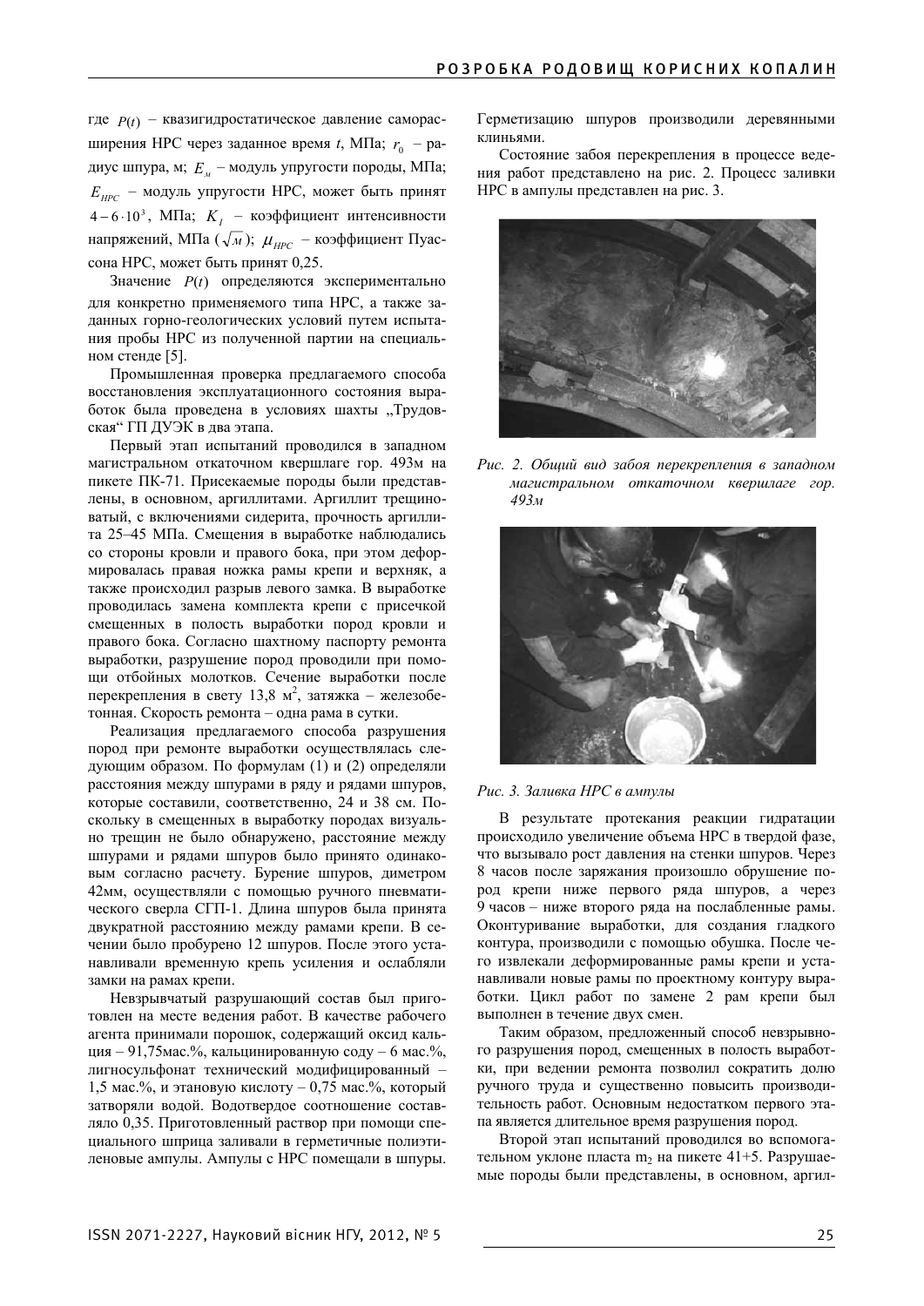где $P(t)$ – квазигидростатическое давление саморасширения НРС через заданное время $t$, МПа; $r_0$ – радиус шпура, м; $E_м$ – модуль упругости породы, МПа; $E_{НРС}$ – модуль упругости НРС, может быть принят $4-6 \cdot 10^3$, МПа; $K_I$ – коэффициент интенсивности напряжений, МПа ($\sqrt{м}$); $\mu_{НРС}$ – коэффициент Пуассона НРС, может быть принят 0,25.

Значение $P(t)$ определяются экспериментально для конкретно применяемого типа НРС, а также заданных горно-геологических условий путем испытания пробы НРС из полученной партии на специальном стенде [5].

Промышленная проверка предлагаемого способа восстановления эксплуатационного состояния выработок была проведена в условиях шахты „Трудовская" ГП ДУЭК в два этапа.

Первый этап испытаний проводился в западном магистральном откаточном квершлаге гор. 493м на пикете ПК-71. Присекаемые породы были представлены, в основном, аргиллитами. Аргиллит трещиноватый, с включениями сидерита, прочность аргиллита 25–45 МПа. Смещения в выработке наблюдались со стороны кровли и правого бока, при этом деформировалась правая ножка рамы крепи и верхняк, а также происходил разрыв левого замка. В выработке проводилась замена комплекта крепи с присечкой смещенных в полость выработки пород кровли и правого бока. Согласно шахтному паспорту ремонта выработки, разрушение пород проводили при помощи отбойных молотков. Сечение выработки после перекрепления в свету 13,8 м$^2$, затяжка – железобетонная. Скорость ремонта – одна рама в сутки.

Реализация предлагаемого способа разрушения пород при ремонте выработки осуществлялась следующим образом. По формулам (1) и (2) определяли расстояния между шпурами в ряду и рядами шпуров, которые составили, соответственно, 24 и 38 см. Поскольку в смещенных в выработку породах визуально трещин не было обнаружено, расстояние между шпурами и рядами шпуров было принято одинаковым согласно расчету. Бурение шпуров, диметром 42мм, осуществляли с помощью ручного пневматического сверла СГП-1. Длина шпуров была принята двукратной расстоянию между рамами крепи. В сечении было пробурено 12 шпуров. После этого устанавливали временную крепь усиления и ослабляли замки на рамах крепи.

Невзрывчатый разрушающий состав был приготовлен на месте ведения работ. В качестве рабочего агента принимали порошок, содержащий оксид кальция – 91,75мас.%, кальцинированную соду – 6 мас.%, лигносульфонат технический модифицированный – 1,5 мас.%, и этановую кислоту – 0,75 мас.%, который затворяли водой. Водотвердое соотношение составляло 0,35. Приготовленный раствор при помощи специального шприца заливали в герметичные полиэтиленовые ампулы. Ампулы с НРС помещали в шпуры. Герметизацию шпуров производили деревянными клиньями.

Состояние забоя перекрепления в процессе ведения работ представлено на рис. 2. Процесс заливки НРС в ампулы представлен на рис. 3.

*Рис. 2. Общий вид забоя перекрепления в западном магистральном откаточном квершлаге гор. 493м*

*Рис. 3. Заливка НРС в ампулы*

В результате протекания реакции гидратации происходило увеличение объема НРС в твердой фазе, что вызывало рост давления на стенки шпуров. Через 8 часов после заряжания произошло обрушение пород крепи ниже первого ряда шпуров, а через 9 часов – ниже второго ряда на ослабленные рамы. Оконтуривание выработки, для создания гладкого контура, производили с помощью обушка. После чего извлекали деформированные рамы крепи и устанавливали новые рамы по проектному контуру выработки. Цикл работ по замене 2 рам крепи был выполнен в течение двух смен.

Таким образом, предложенный способ невзрывного разрушения пород, смещенных в полость выработки, при ведении ремонта позволил сократить долю ручного труда и существенно повысить производительность работ. Основным недостатком первого этапа является длительное время разрушения пород.

Второй этап испытаний проводился во вспомогательном уклоне пласта $m_2$ на пикете 41+5. Разрушаемые породы были представлены, в основном, аргил-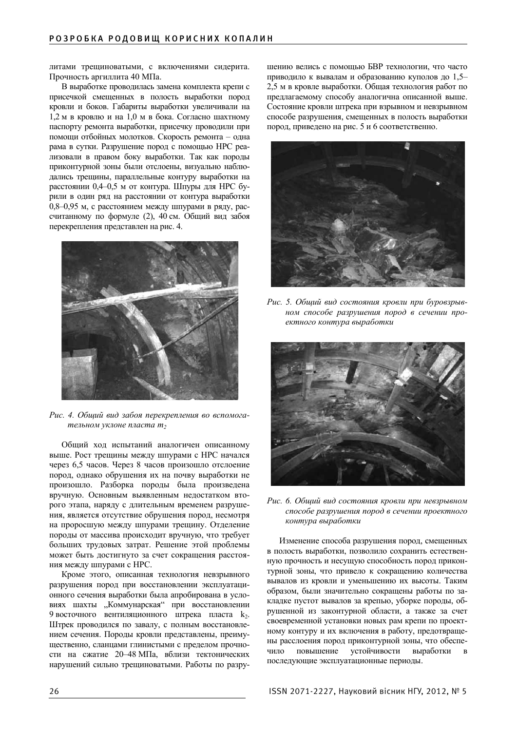литами трещиноватыми, с включениями сидерита. Прочность аргиллита 40 МПа.

В выработке проводилась замена комплекта крепи с присечкой смещенных в полость выработки пород кровли и боков. Габариты выработки увеличивали на 1,2 м в кровлю и на 1,0 м в бока. Согласно шахтному паспорту ремонта выработки, присечку проводили при помощи отбойных молотков. Скорость ремонта – одна рама в сутки. Разрушение пород с помощью НРС реализовали в правом боку выработки. Так как породы приконтурной зоны были отслоены, визуально наблюдались трещины, параллельные контуру выработки на расстоянии 0,4–0,5 м от контура. Шпуры для НРС бурили в один ряд на расстоянии от контура выработки 0,8–0,95 м, с расстоянием между шпурами в ряду, рассчитанному по формуле (2), 40 см. Общий вид забоя перекрепления представлен на рис. 4.

*Рис. 4. Общий вид забоя перекрепления во вспомогательном уклоне пласта $m_2$*

Общий ход испытаний аналогичен описанному выше. Рост трещины между шпурами с НРС начался через 6,5 часов. Через 8 часов произошло отслоение пород, однако обрушения их на почву выработки не произошло. Разборка породы была произведена вручную. Основным выявленным недостатком второго этапа, наряду с длительным временем разрушения, является отсутствие обрушения пород, несмотря на проросшую между шпурами трещину. Отделение породы от массива происходит вручную, что требует больших трудовых затрат. Решение этой проблемы может быть достигнуто за счет сокращения расстояния между шпурами с НРС.

Кроме этого, описанная технология невзрывного разрушения пород при восстановлении эксплуатационного сечения выработки была апробирована в условиях шахты „Коммунарская" при восстановлении 9 восточного вентиляционного штрека пласта $k_2$. Штрек проводился по завалу, с полным восстановлением сечения. Породы кровли представлены, преимущественно, сланцами глинистыми с пределом прочности на сжатие 20–48 МПа, вблизи тектонических нарушений сильно трещиноватыми. Работы по разрушению велись с помощью БВР технологии, что часто приводило к вывалам и образованию куполов до 1,5–2,5 м в кровле выработки. Общая технология работ по предлагаемому способу аналогична описанной выше. Состояние кровли штрека при взрывном и невзрывном способе разрушения, смещенных в полость выработки пород, приведено на рис. 5 и 6 соответственно.

*Рис. 5. Общий вид состояния кровли при буровзрывном способе разрушения пород в сечении проектного контура выработки*

*Рис. 6. Общий вид состояния кровли при невзрывном способе разрушения пород в сечении проектного контура выработки*

Изменение способа разрушения пород, смещенных в полость выработки, позволило сохранить естественную прочность и несущую способность пород приконтурной зоны, что привело к сокращению количества вывалов из кровли и уменьшению их высоты. Таким образом, были значительно сокращены работы по закладке пустот вывалов за крепью, уборке породы, обрушенной из законтурной области, а также за счет своевременной установки новых рам крепи по проектному контуру и их включения в работу, предотвращены расслоения пород приконтурной зоны, что обеспечило повышение устойчивости выработки в последующие эксплуатационные периоды.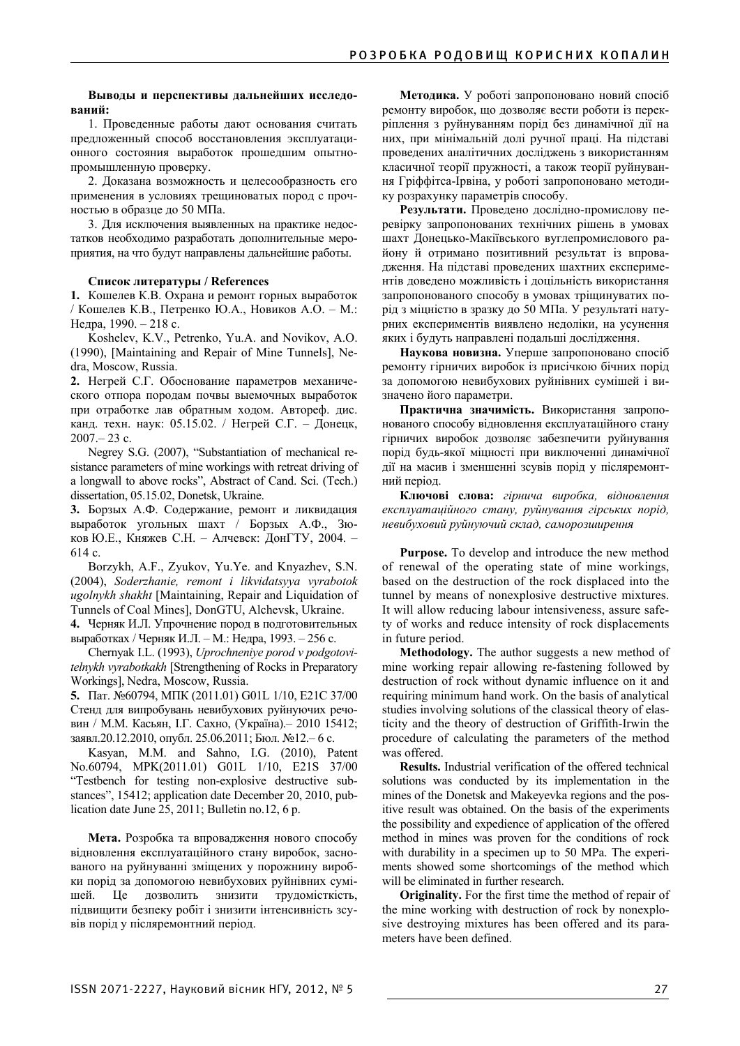**Выводы и перспективы дальнейших исследований:**

1. Проведенные работы дают основания считать предложенный способ восстановления эксплуатационного состояния выработок прошедшим опытно-промышленную проверку.

2. Доказана возможность и целесообразность его применения в условиях трещиноватых пород с прочностью в образце до 50 МПа.

3. Для исключения выявленных на практике недостатков необходимо разработать дополнительные мероприятия, на что будут направлены дальнейшие работы.

**Список литературы / References**

**1.** Кошелев К.В. Охрана и ремонт горных выработок / Кошелев К.В., Петренко Ю.А., Новиков А.О. – М.: Недра, 1990. – 218 с.

Koshelev, K.V., Petrenko, Yu.A. and Novikov, A.O. (1990), [Maintaining and Repair of Mine Tunnels], Nedra, Moscow, Russia.

**2.** Негрей С.Г. Обоснование параметров механического отпора породам почвы выемочных выработок при отработке лав обратным ходом. Автореф. дис. канд. техн. наук: 05.15.02. / Негрей С.Г. – Донецк, 2007.– 23 с.

Negrey S.G. (2007), "Substantiation of mechanical resistance parameters of mine workings with retreat driving of a longwall to above rocks", Abstract of Cand. Sci. (Tech.) dissertation, 05.15.02, Donetsk, Ukraine.

**3.** Борзых А.Ф. Содержание, ремонт и ликвидация выработок угольных шахт / Борзых А.Ф., Зюков Ю.Е., Княжев С.Н. – Алчевск: ДонГТУ, 2004. – 614 с.

Borzykh, A.F., Zyukov, Yu.Ye. and Knyazhev, S.N. (2004), *Soderzhanie, remont i likvidatsyya vyrabotok ugolnykh shakht* [Maintaining, Repair and Liquidation of Tunnels of Coal Mines], DonGTU, Alchevsk, Ukraine.

**4.** Черняк И.Л. Упрочнение пород в подготовительных выработках / Черняк И.Л. – М.: Недра, 1993. – 256 с.

Chernyak I.L. (1993), *Uprochneniye porod v podgotovitelnykh vyrabotkakh* [Strengthening of Rocks in Preparatory Workings], Nedra, Moscow, Russia.

**5.** Пат. №60794, МПК (2011.01) G01L 1/10, E21C 37/00 Стенд для випробувань невибухових руйнуючих речовин / М.М. Касьян, І.Г. Сахно, (Україна).– 2010 15412; заявл.20.12.2010, опубл. 25.06.2011; Бюл. №12.– 6 с.

Kasyan, M.M. and Sahno, I.G. (2010), Patent No.60794, MPK(2011.01) G01L 1/10, E21S 37/00 "Testbench for testing non-explosive destructive substances", 15412; application date December 20, 2010, publication date June 25, 2011; Bulletin no.12, 6 p.

**Мета.** Розробка та впровадження нового способу відновлення експлуатаційного стану виробок, заснованого на руйнуванні зміщених у порожнину виробки порід за допомогою невибухових руйнівних сумішей. Це дозволить знизити трудомісткість, підвищити безпеку робіт і знизити інтенсивність зсувів порід у післяремонтний період.

**Методика.** У роботі запропоновано новий спосіб ремонту виробок, що дозволяє вести роботи із перекріплення з руйнуванням порід без динамічної дії на них, при мінімальній долі ручної праці. На підставі проведених аналітичних досліджень з використанням класичної теорії пружності, а також теорії руйнування Гріффітса-Ірвіна, у роботі запропоновано методику розрахунку параметрів способу.

**Результати.** Проведено дослідно-промислову перевірку запропонованих технічних рішень в умовах шахт Донецько-Макіївського вуглепромислового району й отримано позитивний результат із впровадження. На підставі проведених шахтних експериментів доведено можливість і доцільність використання запропонованого способу в умовах тріщинуватих порід із міцністю в зразку до 50 МПа. У результаті натурних експериментів виявлено недоліки, на усунення яких і будуть направлені подальші дослідження.

**Наукова новизна.** Уперше запропоновано спосіб ремонту гірничих виробок із присічкою бічних порід за допомогою невибухових руйнівних сумішей і визначено його параметри.

**Практична значимість.** Використання запропонованого способу відновлення експлуатаційного стану гірничих виробок дозволяє забезпечити руйнування порід будь-якої міцності при виключенні динамічної дії на масив і зменшенні зсувів порід у післяремонтний період.

**Ключові слова:** *гірнича виробка, відновлення експлуатаційного стану, руйнування гірських порід, невибуховий руйнуючий склад, саморозширення*

**Purpose.** To develop and introduce the new method of renewal of the operating state of mine workings, based on the destruction of the rock displaced into the tunnel by means of nonexplosive destructive mixtures. It will allow reducing labour intensiveness, assure safety of works and reduce intensity of rock displacements in future period.

**Methodology.** The author suggests a new method of mine working repair allowing re-fastening followed by destruction of rock without dynamic influence on it and requiring minimum hand work. On the basis of analytical studies involving solutions of the classical theory of elasticity and the theory of destruction of Griffith-Irwin the procedure of calculating the parameters of the method was offered.

**Results.** Industrial verification of the offered technical solutions was conducted by its implementation in the mines of the Donetsk and Makeyevka regions and the positive result was obtained. On the basis of the experiments the possibility and expedience of application of the offered method in mines was proven for the conditions of rock with durability in a specimen up to 50 MPa. The experiments showed some shortcomings of the method which will be eliminated in further research.

**Originality.** For the first time the method of repair of the mine working with destruction of rock by nonexplosive destroying mixtures has been offered and its parameters have been defined.